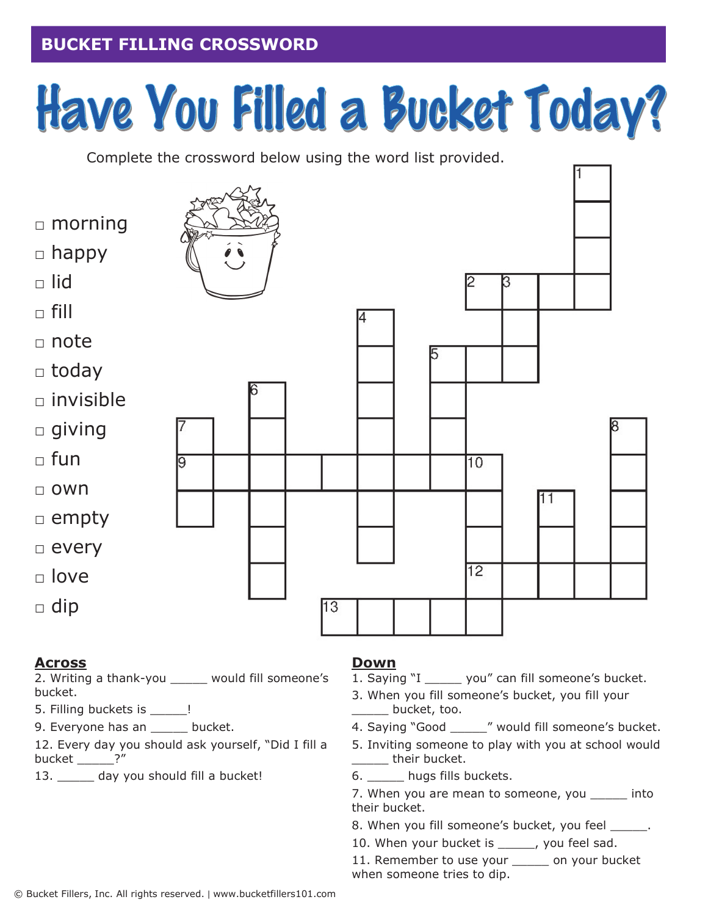# BUCKET FILLING CROSSWORD

# Have You Filled a Bucket Today?

Complete the crossword below using the word list provided.

- □ morning
- □ happy
- □ lid
- □ fill
- □ note
- □ today
- □ invisible
- □ giving
- □ fun
- □ own
- □ empty
- □ every
- □ love
- □ dip

## Across

2. Writing a thank-you _____ would fill someone's bucket.
5. Filling buckets is _____!
9. Everyone has an _____ bucket.
12. Every day you should ask yourself, "Did I fill a bucket _____?"
13. _____ day you should fill a bucket!

## Down

1. Saying "I _____ you" can fill someone's bucket.
3. When you fill someone's bucket, you fill your _____ bucket, too.
4. Saying "Good _____" would fill someone's bucket.
5. Inviting someone to play with you at school would _____ their bucket.
6. _____ hugs fills buckets.
7. When you are mean to someone, you _____ into their bucket.
8. When you fill someone's bucket, you feel _____.
10. When your bucket is _____, you feel sad.
11. Remember to use your _____ on your bucket when someone tries to dip.

© Bucket Fillers, Inc. All rights reserved. | www.bucketfillers101.com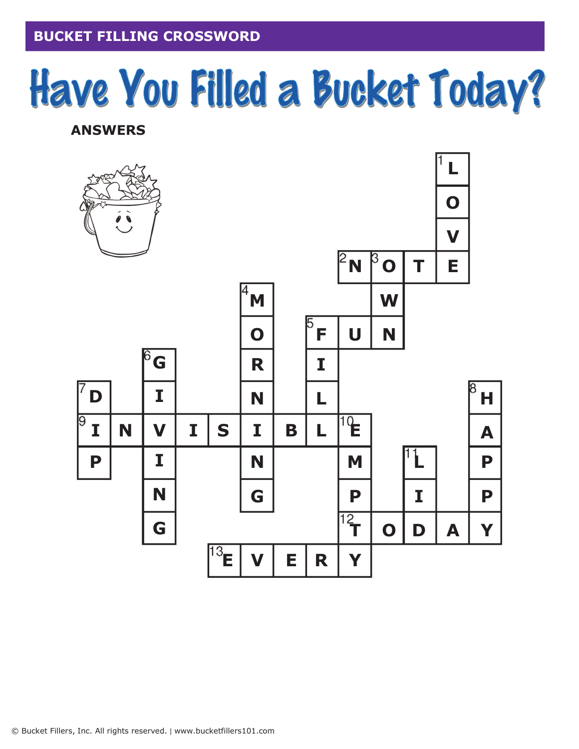BUCKET FILLING CROSSWORD

# Have You Filled a Bucket Today?

**ANSWERS**

1 LOVE
2 NOTE
3 OWN
4 MORNING
5 FUN / FILL
6 GIVING
7 DIP
8 HAPPY
9 INVISIBLE
10 EMPTY
11 LID
12 TODAY
13 EVERY

© Bucket Fillers, Inc. All rights reserved. | www.bucketfillers101.com